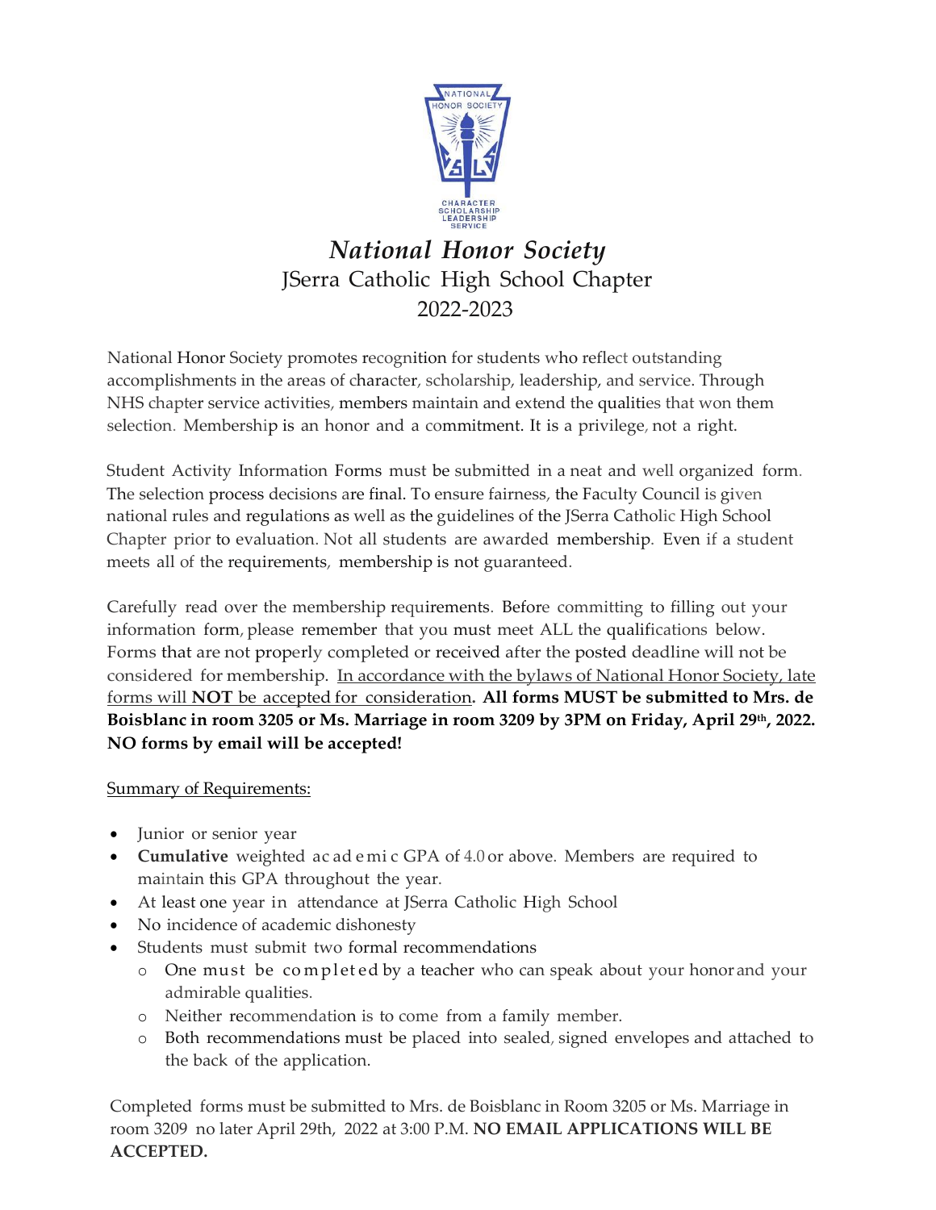# *National Honor Society*

## JSerra Catholic High School Chapter

## 2022-2023

National Honor Society promotes recognition for students who reflect outstanding accomplishments in the areas of character, scholarship, leadership, and service. Through NHS chapter service activities, members maintain and extend the qualities that won them selection. Membership is an honor and a commitment. It is a privilege, not a right.

Student Activity Information Forms must be submitted in a neat and well organized form. The selection process decisions are final. To ensure fairness, the Faculty Council is given national rules and regulations as well as the guidelines of the JSerra Catholic High School Chapter prior to evaluation. Not all students are awarded membership. Even if a student meets all of the requirements, membership is not guaranteed.

Carefully read over the membership requirements. Before committing to filling out your information form, please remember that you must meet ALL the qualifications below. Forms that are not properly completed or received after the posted deadline will not be considered for membership. <u>In accordance with the bylaws of National Honor Society, late forms will **NOT** be accepted for consideration</u>. **All forms MUST be submitted to Mrs. de Boisblanc in room 3205 or Ms. Marriage in room 3209 by 3PM on Friday, April 29th, 2022. NO forms by email will be accepted!**

<u>Summary of Requirements:</u>

- Junior or senior year
- **Cumulative** weighted academic GPA of 4.0 or above. Members are required to maintain this GPA throughout the year.
- At least one year in attendance at JSerra Catholic High School
- No incidence of academic dishonesty
- Students must submit two formal recommendations
  - One must be completed by a teacher who can speak about your honor and your admirable qualities.
  - Neither recommendation is to come from a family member.
  - Both recommendations must be placed into sealed, signed envelopes and attached to the back of the application.

Completed forms must be submitted to Mrs. de Boisblanc in Room 3205 or Ms. Marriage in room 3209 no later April 29th, 2022 at 3:00 P.M. **NO EMAIL APPLICATIONS WILL BE ACCEPTED.**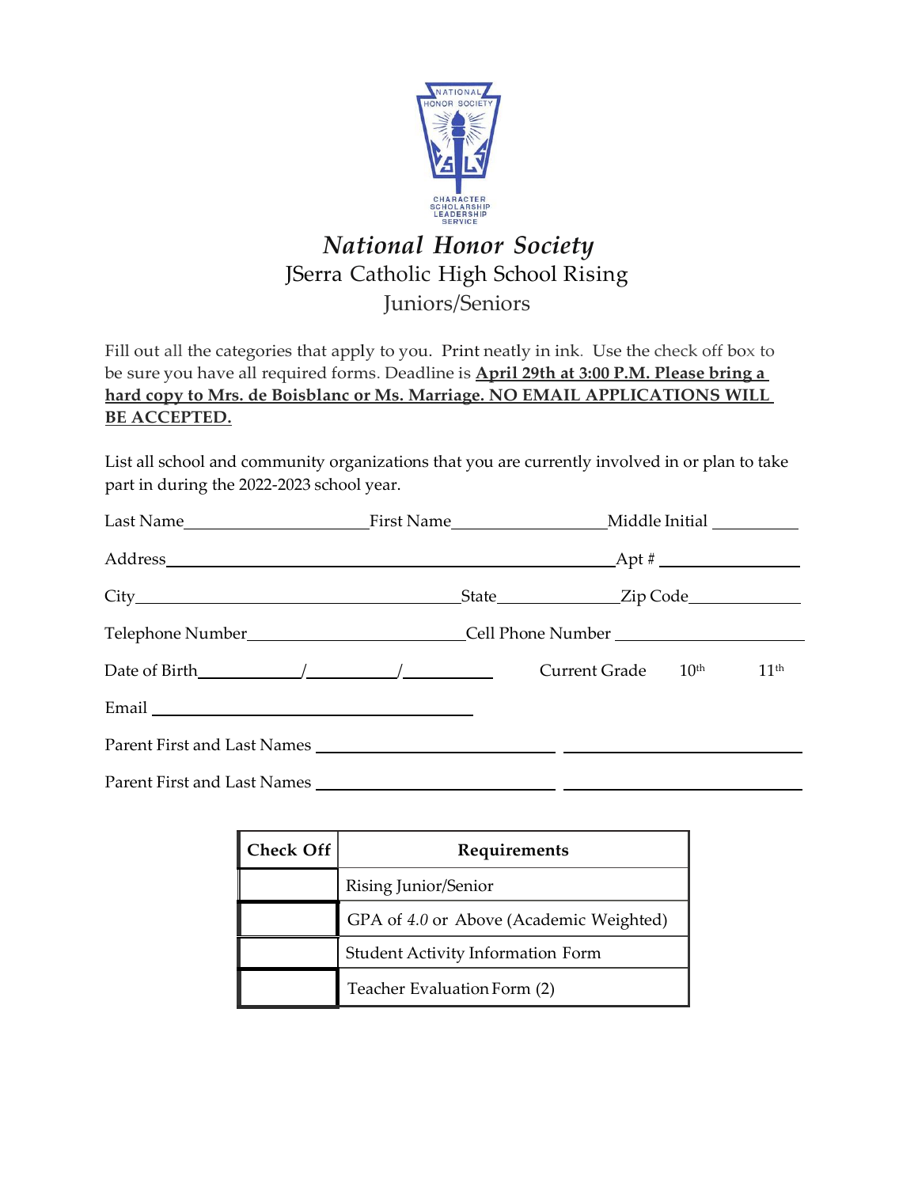# *National Honor Society*

## JSerra Catholic High School Rising Juniors/Seniors

Fill out all the categories that apply to you. Print neatly in ink. Use the check off box to be sure you have all required forms. Deadline is **April 29th at 3:00 P.M. Please bring a hard copy to Mrs. de Boisblanc or Ms. Marriage. NO EMAIL APPLICATIONS WILL BE ACCEPTED.**

List all school and community organizations that you are currently involved in or plan to take part in during the 2022-2023 school year.

Last Name____________________ First Name________________ Middle Initial __________

Address__________________________________________________ Apt # ________________

City______________________________________ State_____________ Zip Code____________

Telephone Number________________________ Cell Phone Number ______________________

Date of Birth__________/__________/__________ Current Grade 10th 11th

Email ______________________________________

Parent First and Last Names __________________________ __________________________

Parent First and Last Names __________________________ __________________________

| Check Off | Requirements |
|---|---|
| | Rising Junior/Senior |
| | GPA of *4.0* or Above (Academic Weighted) |
| | Student Activity Information Form |
| | Teacher Evaluation Form (2) |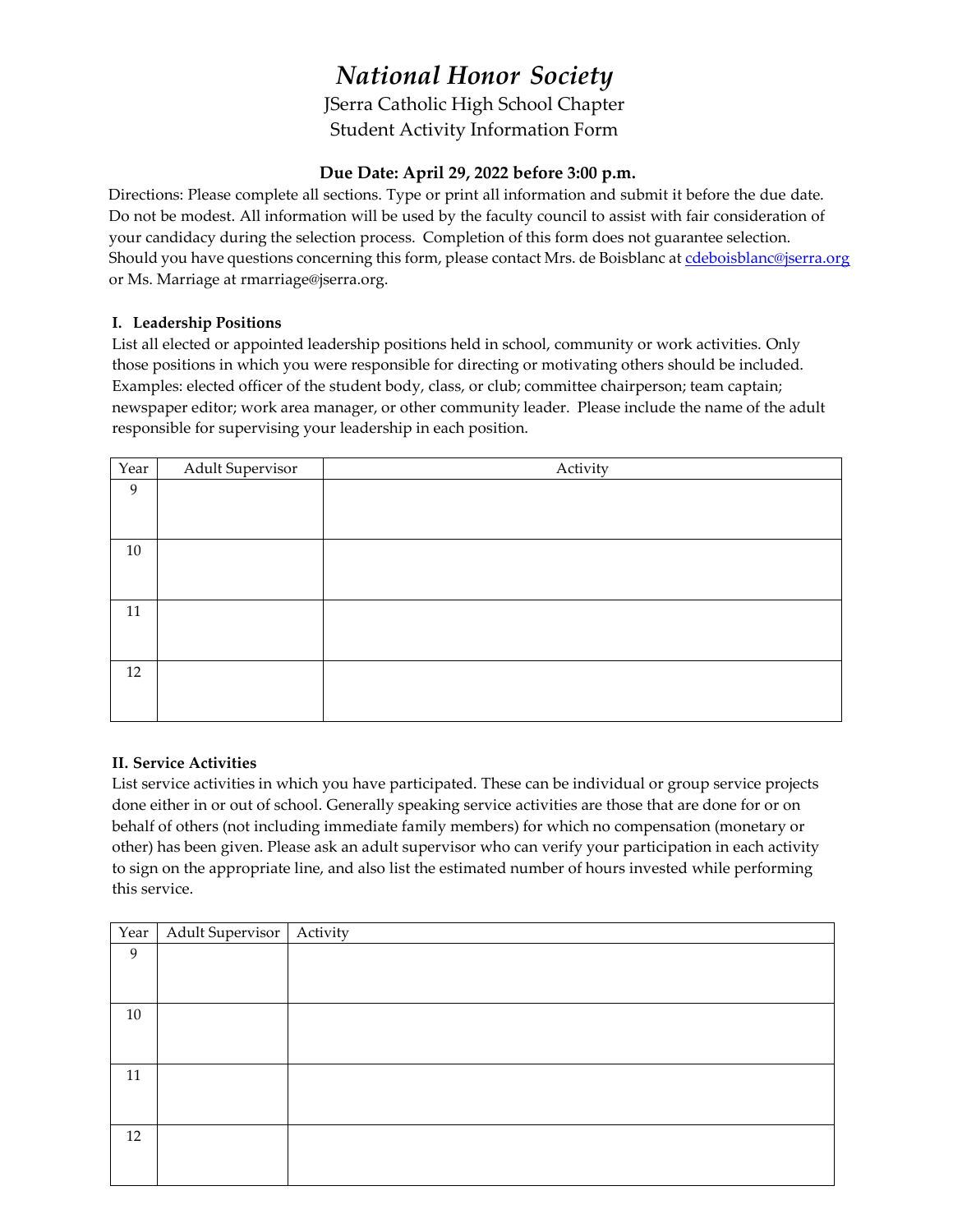# *National Honor Society*

JSerra Catholic High School Chapter
Student Activity Information Form

**Due Date: April 29, 2022 before 3:00 p.m.**

Directions: Please complete all sections. Type or print all information and submit it before the due date. Do not be modest. All information will be used by the faculty council to assist with fair consideration of your candidacy during the selection process. Completion of this form does not guarantee selection. Should you have questions concerning this form, please contact Mrs. de Boisblanc at cdeboisblanc@jserra.org or Ms. Marriage at rmarriage@jserra.org.

**I. Leadership Positions**

List all elected or appointed leadership positions held in school, community or work activities. Only those positions in which you were responsible for directing or motivating others should be included. Examples: elected officer of the student body, class, or club; committee chairperson; team captain; newspaper editor; work area manager, or other community leader. Please include the name of the adult responsible for supervising your leadership in each position.

| Year | Adult Supervisor | Activity |
|---|---|---|
| 9 | | |
| 10 | | |
| 11 | | |
| 12 | | |

**II. Service Activities**

List service activities in which you have participated. These can be individual or group service projects done either in or out of school. Generally speaking service activities are those that are done for or on behalf of others (not including immediate family members) for which no compensation (monetary or other) has been given. Please ask an adult supervisor who can verify your participation in each activity to sign on the appropriate line, and also list the estimated number of hours invested while performing this service.

| Year | Adult Supervisor | Activity |
|---|---|---|
| 9 | | |
| 10 | | |
| 11 | | |
| 12 | | |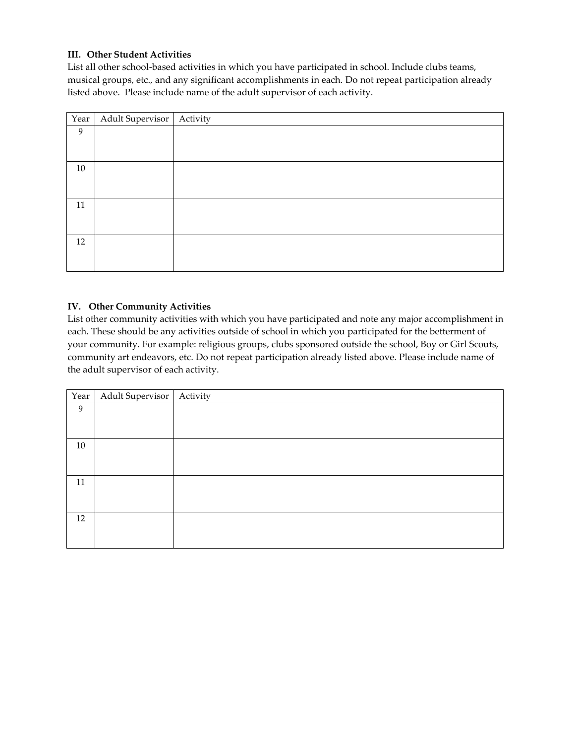### III. Other Student Activities

List all other school-based activities in which you have participated in school. Include clubs teams, musical groups, etc., and any significant accomplishments in each. Do not repeat participation already listed above. Please include name of the adult supervisor of each activity.

| Year | Adult Supervisor | Activity |
|---|---|---|
| 9 | | |
| 10 | | |
| 11 | | |
| 12 | | |

### IV. Other Community Activities

List other community activities with which you have participated and note any major accomplishment in each. These should be any activities outside of school in which you participated for the betterment of your community. For example: religious groups, clubs sponsored outside the school, Boy or Girl Scouts, community art endeavors, etc. Do not repeat participation already listed above. Please include name of the adult supervisor of each activity.

| Year | Adult Supervisor | Activity |
|---|---|---|
| 9 | | |
| 10 | | |
| 11 | | |
| 12 | | |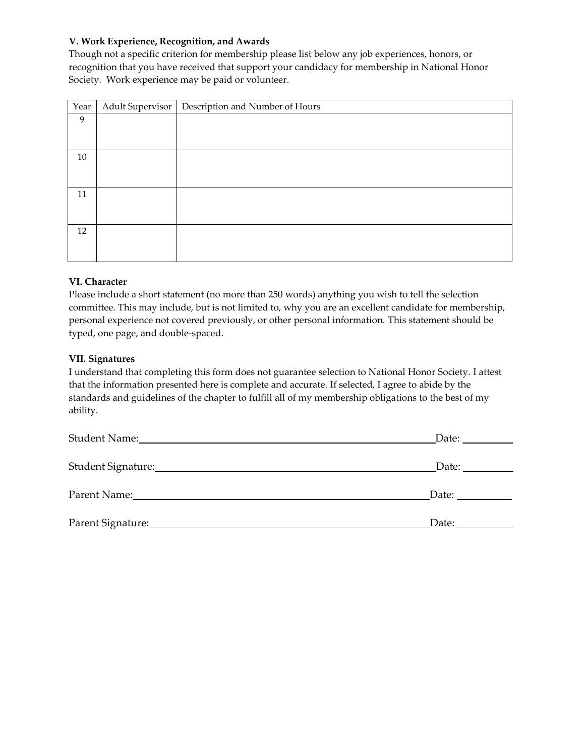**V. Work Experience, Recognition, and Awards**

Though not a specific criterion for membership please list below any job experiences, honors, or recognition that you have received that support your candidacy for membership in National Honor Society. Work experience may be paid or volunteer.

| Year | Adult Supervisor | Description and Number of Hours |
|---|---|---|
| 9 | | |
| 10 | | |
| 11 | | |
| 12 | | |

**VI. Character**

Please include a short statement (no more than 250 words) anything you wish to tell the selection committee. This may include, but is not limited to, why you are an excellent candidate for membership, personal experience not covered previously, or other personal information. This statement should be typed, one page, and double-spaced.

**VII. Signatures**

I understand that completing this form does not guarantee selection to National Honor Society. I attest that the information presented here is complete and accurate. If selected, I agree to abide by the standards and guidelines of the chapter to fulfill all of my membership obligations to the best of my ability.

Student Name:\_\_\_\_\_\_\_\_\_\_\_\_\_\_\_\_\_\_\_\_\_\_\_\_\_\_\_\_\_\_\_\_\_\_\_\_\_\_\_\_\_\_ Date: \_\_\_\_\_\_\_\_\_\_

Student Signature:\_\_\_\_\_\_\_\_\_\_\_\_\_\_\_\_\_\_\_\_\_\_\_\_\_\_\_\_\_\_\_\_\_\_\_\_\_\_ Date: \_\_\_\_\_\_\_\_\_\_

Parent Name:\_\_\_\_\_\_\_\_\_\_\_\_\_\_\_\_\_\_\_\_\_\_\_\_\_\_\_\_\_\_\_\_\_\_\_\_\_\_\_\_\_\_ Date: \_\_\_\_\_\_\_\_\_\_

Parent Signature:\_\_\_\_\_\_\_\_\_\_\_\_\_\_\_\_\_\_\_\_\_\_\_\_\_\_\_\_\_\_\_\_\_\_\_\_\_\_\_ Date: \_\_\_\_\_\_\_\_\_\_